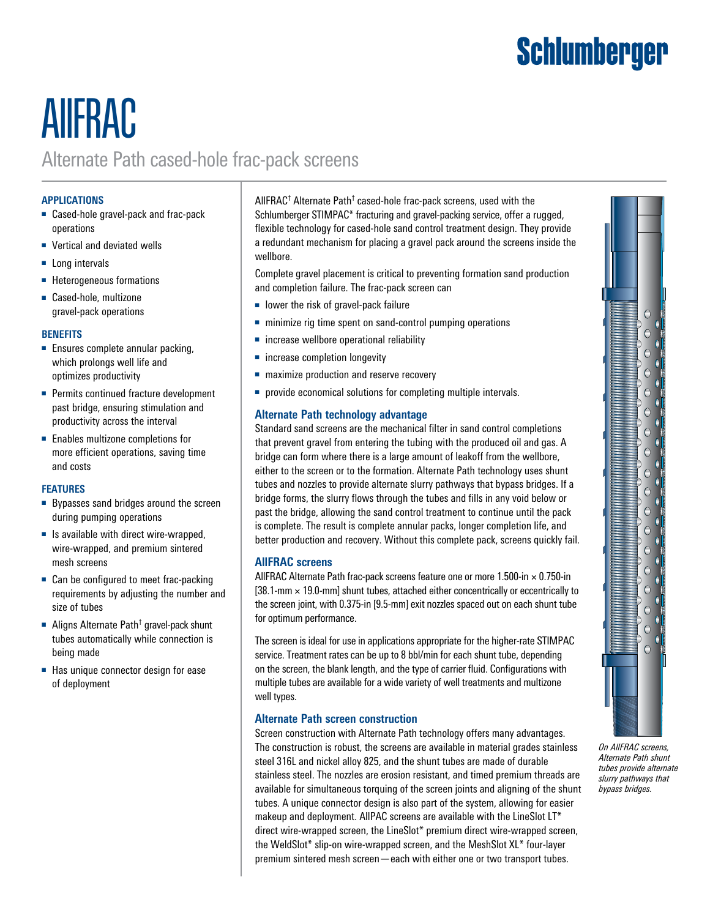# AllFRAC

## Alternate Path cased-hole frac-pack screens

### APPLICATIONS

- Cased-hole gravel-pack and frac-pack operations
- Vertical and deviated wells
- Long intervals
- Heterogeneous formations
- Cased-hole, multizone gravel-pack operations

### BENEFITS

- Ensures complete annular packing, which prolongs well life and optimizes productivity
- Permits continued fracture development past bridge, ensuring stimulation and productivity across the interval
- Enables multizone completions for more efficient operations, saving time and costs

### FEATURES

- Bypasses sand bridges around the screen during pumping operations
- Is available with direct wire-wrapped, wire-wrapped, and premium sintered mesh screens
- Can be configured to meet frac-packing requirements by adjusting the number and size of tubes
- Aligns Alternate Path† gravel-pack shunt tubes automatically while connection is being made
- Has unique connector design for ease of deployment

AllFRAC† Alternate Path† cased-hole frac-pack screens, used with the Schlumberger STIMPAC* fracturing and gravel-packing service, offer a rugged, flexible technology for cased-hole sand control treatment design. They provide a redundant mechanism for placing a gravel pack around the screens inside the wellbore.

Complete gravel placement is critical to preventing formation sand production and completion failure. The frac-pack screen can

- lower the risk of gravel-pack failure
- minimize rig time spent on sand-control pumping operations
- increase wellbore operational reliability
- increase completion longevity
- maximize production and reserve recovery
- provide economical solutions for completing multiple intervals.

### Alternate Path technology advantage

Standard sand screens are the mechanical filter in sand control completions that prevent gravel from entering the tubing with the produced oil and gas. A bridge can form where there is a large amount of leakoff from the wellbore, either to the screen or to the formation. Alternate Path technology uses shunt tubes and nozzles to provide alternate slurry pathways that bypass bridges. If a bridge forms, the slurry flows through the tubes and fills in any void below or past the bridge, allowing the sand control treatment to continue until the pack is complete. The result is complete annular packs, longer completion life, and better production and recovery. Without this complete pack, screens quickly fail.

### AllFRAC screens

AllFRAC Alternate Path frac-pack screens feature one or more 1.500-in × 0.750-in [38.1-mm × 19.0-mm] shunt tubes, attached either concentrically or eccentrically to the screen joint, with 0.375-in [9.5-mm] exit nozzles spaced out on each shunt tube for optimum performance.

The screen is ideal for use in applications appropriate for the higher-rate STIMPAC service. Treatment rates can be up to 8 bbl/min for each shunt tube, depending on the screen, the blank length, and the type of carrier fluid. Configurations with multiple tubes are available for a wide variety of well treatments and multizone well types.

### Alternate Path screen construction

Screen construction with Alternate Path technology offers many advantages. The construction is robust, the screens are available in material grades stainless steel 316L and nickel alloy 825, and the shunt tubes are made of durable stainless steel. The nozzles are erosion resistant, and timed premium threads are available for simultaneous torquing of the screen joints and aligning of the shunt tubes. A unique connector design is also part of the system, allowing for easier makeup and deployment. AllPAC screens are available with the LineSlot LT* direct wire-wrapped screen, the LineSlot* premium direct wire-wrapped screen, the WeldSlot* slip-on wire-wrapped screen, and the MeshSlot XL* four-layer premium sintered mesh screen—each with either one or two transport tubes.

*On AllFRAC screens, Alternate Path shunt tubes provide alternate slurry pathways that bypass bridges.*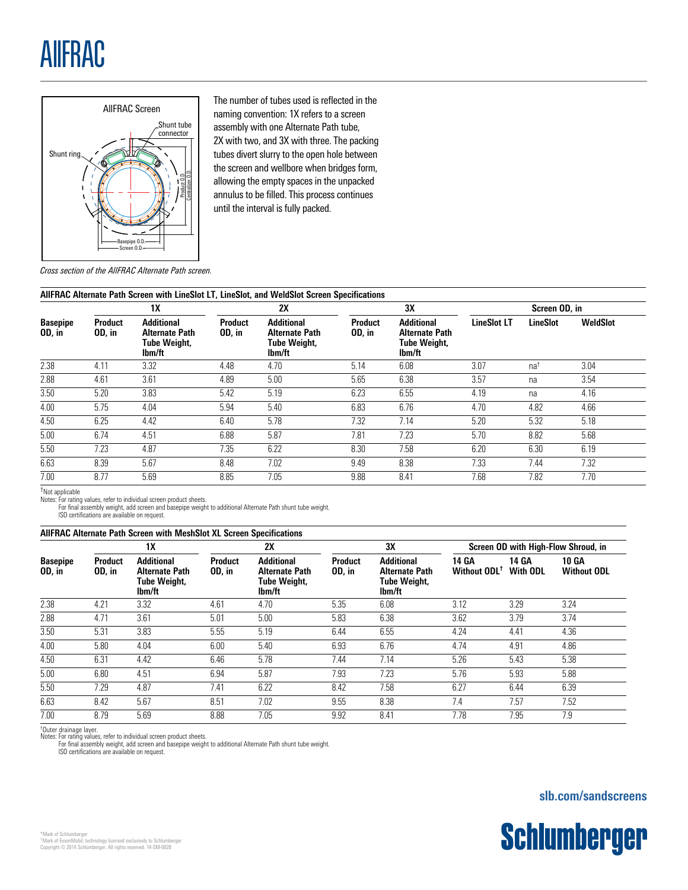# AllFRAC

AllFRAC Screen

Shunt tube connector

Shunt ring

Product O.D.

Centralizer O.D.

Basepipe O.D.

Screen O.D.

*Cross section of the AllFRAC Alternate Path screen.*

The number of tubes used is reflected in the naming convention: 1X refers to a screen assembly with one Alternate Path tube, 2X with two, and 3X with three. The packing tubes divert slurry to the open hole between the screen and wellbore when bridges form, allowing the empty spaces in the unpacked annulus to be filled. This process continues until the interval is fully packed.

**AllFRAC Alternate Path Screen with LineSlot LT, LineSlot, and WeldSlot Screen Specifications**

| | 1X | | 2X | | 3X | | Screen OD, in | | |
|---|---|---|---|---|---|---|---|---|---|
| **Basepipe OD, in** | **Product OD, in** | **Additional Alternate Path Tube Weight, lbm/ft** | **Product OD, in** | **Additional Alternate Path Tube Weight, lbm/ft** | **Product OD, in** | **Additional Alternate Path Tube Weight, lbm/ft** | **LineSlot LT** | **LineSlot** | **WeldSlot** |
| 2.38 | 4.11 | 3.32 | 4.48 | 4.70 | 5.14 | 6.08 | 3.07 | na† | 3.04 |
| 2.88 | 4.61 | 3.61 | 4.89 | 5.00 | 5.65 | 6.38 | 3.57 | na | 3.54 |
| 3.50 | 5.20 | 3.83 | 5.42 | 5.19 | 6.23 | 6.55 | 4.19 | na | 4.16 |
| 4.00 | 5.75 | 4.04 | 5.94 | 5.40 | 6.83 | 6.76 | 4.70 | 4.82 | 4.66 |
| 4.50 | 6.25 | 4.42 | 6.40 | 5.78 | 7.32 | 7.14 | 5.20 | 5.32 | 5.18 |
| 5.00 | 6.74 | 4.51 | 6.88 | 5.87 | 7.81 | 7.23 | 5.70 | 8.82 | 5.68 |
| 5.50 | 7.23 | 4.87 | 7.35 | 6.22 | 8.30 | 7.58 | 6.20 | 6.30 | 6.19 |
| 6.63 | 8.39 | 5.67 | 8.48 | 7.02 | 9.49 | 8.38 | 7.33 | 7.44 | 7.32 |
| 7.00 | 8.77 | 5.69 | 8.85 | 7.05 | 9.88 | 8.41 | 7.68 | 7.82 | 7.70 |

†Not applicable

Notes: For rating values, refer to individual screen product sheets.
For final assembly weight, add screen and basepipe weight to additional Alternate Path shunt tube weight.
ISO certifications are available on request.

**AllFRAC Alternate Path Screen with MeshSlot XL Screen Specifications**

| | 1X | | 2X | | 3X | | Screen OD with High-Flow Shroud, in | | |
|---|---|---|---|---|---|---|---|---|---|
| **Basepipe OD, in** | **Product OD, in** | **Additional Alternate Path Tube Weight, lbm/ft** | **Product OD, in** | **Additional Alternate Path Tube Weight, lbm/ft** | **Product OD, in** | **Additional Alternate Path Tube Weight, lbm/ft** | **14 GA Without ODL†** | **14 GA With ODL** | **10 GA Without ODL** |
| 2.38 | 4.21 | 3.32 | 4.61 | 4.70 | 5.35 | 6.08 | 3.12 | 3.29 | 3.24 |
| 2.88 | 4.71 | 3.61 | 5.01 | 5.00 | 5.83 | 6.38 | 3.62 | 3.79 | 3.74 |
| 3.50 | 5.31 | 3.83 | 5.55 | 5.19 | 6.44 | 6.55 | 4.24 | 4.41 | 4.36 |
| 4.00 | 5.80 | 4.04 | 6.00 | 5.40 | 6.93 | 6.76 | 4.74 | 4.91 | 4.86 |
| 4.50 | 6.31 | 4.42 | 6.46 | 5.78 | 7.44 | 7.14 | 5.26 | 5.43 | 5.38 |
| 5.00 | 6.80 | 4.51 | 6.94 | 5.87 | 7.93 | 7.23 | 5.76 | 5.93 | 5.88 |
| 5.50 | 7.29 | 4.87 | 7.41 | 6.22 | 8.42 | 7.58 | 6.27 | 6.44 | 6.39 |
| 6.63 | 8.42 | 5.67 | 8.51 | 7.02 | 9.55 | 8.38 | 7.4 | 7.57 | 7.52 |
| 7.00 | 8.79 | 5.69 | 8.88 | 7.05 | 9.92 | 8.41 | 7.78 | 7.95 | 7.9 |

†Outer drainage layer.

Notes: For rating values, refer to individual screen product sheets.
For final assembly weight, add screen and basepipe weight to additional Alternate Path shunt tube weight.
ISO certifications are available on request.

**slb.com/sandscreens**

*Mark of Schlumberger
†Mark of ExxonMobil; technology licensed exclusively to Schlumberger
Copyright © 2014 Schlumberger. All rights reserved. 14-SM-0028

**Schlumberger**